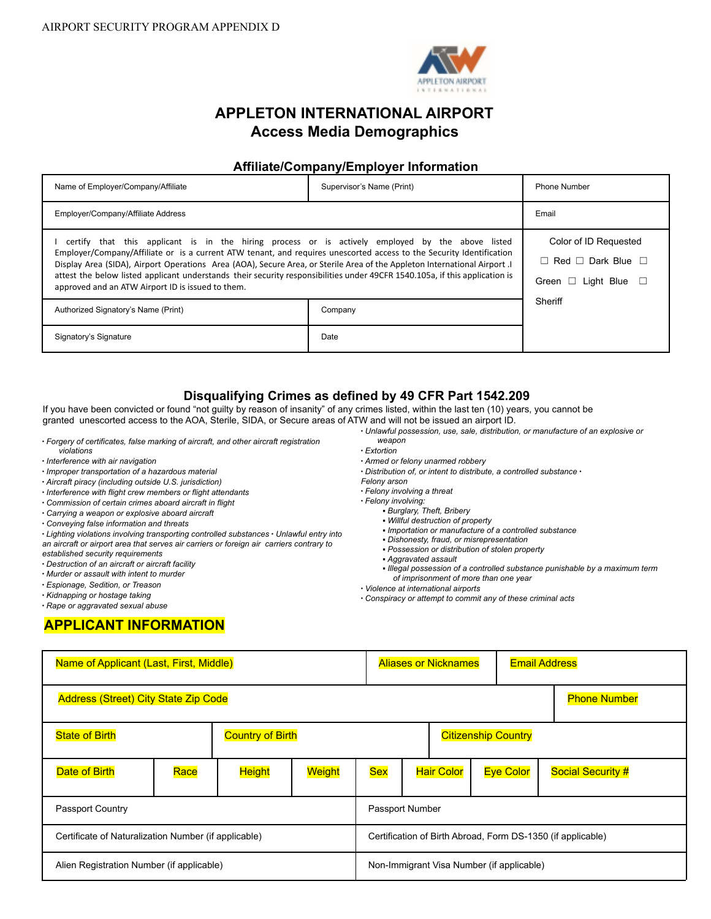AIRPORT SECURITY PROGRAM APPENDIX D

# APPLETON INTERNATIONAL AIRPORT
## Access Media Demographics

### Affiliate/Company/Employer Information

| Name of Employer/Company/Affiliate | Supervisor's Name (Print) | Phone Number |
|---|---|---|
| Employer/Company/Affiliate Address | | Email |
| I certify that this applicant is in the hiring process or is actively employed by the above listed Employer/Company/Affiliate or is a current ATW tenant, and requires unescorted access to the Security Identification Display Area (SIDA), Airport Operations Area (AOA), Secure Area, or Sterile Area of the Appleton International Airport .I attest the below listed applicant understands their security responsibilities under 49CFR 1540.105a, if this application is approved and an ATW Airport ID is issued to them. | | Color of ID Requested<br>☐ Red ☐ Dark Blue ☐ Green ☐ Light Blue ☐ Sheriff |
| Authorized Signatory's Name (Print) | Company | |
| Signatory's Signature | Date | |

### Disqualifying Crimes as defined by 49 CFR Part 1542.209

If you have been convicted or found "not guilty by reason of insanity" of any crimes listed, within the last ten (10) years, you cannot be granted unescorted access to the AOA, Sterile, SIDA, or Secure areas of ATW and will not be issued an airport ID.

- *Forgery of certificates, false marking of aircraft, and other aircraft registration violations*
- *Interference with air navigation*
- *Improper transportation of a hazardous material*
- *Aircraft piracy (including outside U.S. jurisdiction)*
- *Interference with flight crew members or flight attendants*
- *Commission of certain crimes aboard aircraft in flight*
- *Carrying a weapon or explosive aboard aircraft*
- *Conveying false information and threats*
- *Lighting violations involving transporting controlled substances*
- *Unlawful entry into an aircraft or airport area that serves air carriers or foreign air carriers contrary to established security requirements*
- *Destruction of an aircraft or aircraft facility*
- *Murder or assault with intent to murder*
- *Espionage, Sedition, or Treason*
- *Kidnapping or hostage taking*
- *Rape or aggravated sexual abuse*
- *Unlawful possession, use, sale, distribution, or manufacture of an explosive or weapon*
- *Extortion*
- *Armed or felony unarmed robbery*
- *Distribution of, or intent to distribute, a controlled substance*
- *Felony arson*
- *Felony involving a threat*
- *Felony involving:*
  - *Burglary, Theft, Bribery*
  - *Willful destruction of property*
  - *Importation or manufacture of a controlled substance*
  - *Dishonesty, fraud, or misrepresentation*
  - *Possession or distribution of stolen property*
  - *Aggravated assault*
  - *Illegal possession of a controlled substance punishable by a maximum term of imprisonment of more than one year*
- *Violence at international airports*
- *Conspiracy or attempt to commit any of these criminal acts*

## APPLICANT INFORMATION

| Name of Applicant (Last, First, Middle) | Aliases or Nicknames | Email Address |
|---|---|---|
| Address (Street) City State Zip Code | | Phone Number |
| State of Birth | Country of Birth | Citizenship Country |

| Date of Birth | Race | Height | Weight | Sex | Hair Color | Eye Color | Social Security # |
|---|---|---|---|---|---|---|---|

| Passport Country | Passport Number |
|---|---|
| Certificate of Naturalization Number (if applicable) | Certification of Birth Abroad, Form DS-1350 (if applicable) |
| Alien Registration Number (if applicable) | Non-Immigrant Visa Number (if applicable) |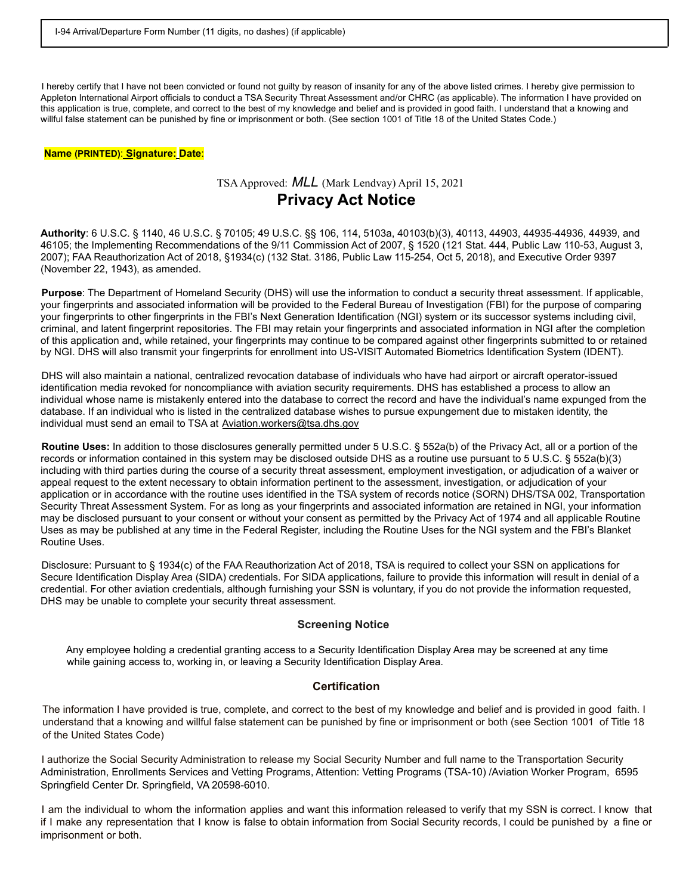| I-94 Arrival/Departure Form Number (11 digits, no dashes) (if applicable) |
| --- |
| |

I hereby certify that I have not been convicted or found not guilty by reason of insanity for any of the above listed crimes. I hereby give permission to Appleton International Airport officials to conduct a TSA Security Threat Assessment and/or CHRC (as applicable). The information I have provided on this application is true, complete, and correct to the best of my knowledge and belief and is provided in good faith. I understand that a knowing and willful false statement can be punished by fine or imprisonment or both. (See section 1001 of Title 18 of the United States Code.)

**Name (PRINTED)**: **Signature:** **Date**:

TSA Approved: *MLL* (Mark Lendvay) April 15, 2021

## Privacy Act Notice

**Authority**: 6 U.S.C. § 1140, 46 U.S.C. § 70105; 49 U.S.C. §§ 106, 114, 5103a, 40103(b)(3), 40113, 44903, 44935-44936, 44939, and 46105; the Implementing Recommendations of the 9/11 Commission Act of 2007, § 1520 (121 Stat. 444, Public Law 110-53, August 3, 2007); FAA Reauthorization Act of 2018, §1934(c) (132 Stat. 3186, Public Law 115-254, Oct 5, 2018), and Executive Order 9397 (November 22, 1943), as amended.

**Purpose**: The Department of Homeland Security (DHS) will use the information to conduct a security threat assessment. If applicable, your fingerprints and associated information will be provided to the Federal Bureau of Investigation (FBI) for the purpose of comparing your fingerprints to other fingerprints in the FBI's Next Generation Identification (NGI) system or its successor systems including civil, criminal, and latent fingerprint repositories. The FBI may retain your fingerprints and associated information in NGI after the completion of this application and, while retained, your fingerprints may continue to be compared against other fingerprints submitted to or retained by NGI. DHS will also transmit your fingerprints for enrollment into US-VISIT Automated Biometrics Identification System (IDENT).

DHS will also maintain a national, centralized revocation database of individuals who have had airport or aircraft operator-issued identification media revoked for noncompliance with aviation security requirements. DHS has established a process to allow an individual whose name is mistakenly entered into the database to correct the record and have the individual's name expunged from the database. If an individual who is listed in the centralized database wishes to pursue expungement due to mistaken identity, the individual must send an email to TSA at Aviation.workers@tsa.dhs.gov

**Routine Uses:** In addition to those disclosures generally permitted under 5 U.S.C. § 552a(b) of the Privacy Act, all or a portion of the records or information contained in this system may be disclosed outside DHS as a routine use pursuant to 5 U.S.C. § 552a(b)(3) including with third parties during the course of a security threat assessment, employment investigation, or adjudication of a waiver or appeal request to the extent necessary to obtain information pertinent to the assessment, investigation, or adjudication of your application or in accordance with the routine uses identified in the TSA system of records notice (SORN) DHS/TSA 002, Transportation Security Threat Assessment System. For as long as your fingerprints and associated information are retained in NGI, your information may be disclosed pursuant to your consent or without your consent as permitted by the Privacy Act of 1974 and all applicable Routine Uses as may be published at any time in the Federal Register, including the Routine Uses for the NGI system and the FBI's Blanket Routine Uses.

Disclosure: Pursuant to § 1934(c) of the FAA Reauthorization Act of 2018, TSA is required to collect your SSN on applications for Secure Identification Display Area (SIDA) credentials. For SIDA applications, failure to provide this information will result in denial of a credential. For other aviation credentials, although furnishing your SSN is voluntary, if you do not provide the information requested, DHS may be unable to complete your security threat assessment.

### Screening Notice

Any employee holding a credential granting access to a Security Identification Display Area may be screened at any time while gaining access to, working in, or leaving a Security Identification Display Area.

### Certification

The information I have provided is true, complete, and correct to the best of my knowledge and belief and is provided in good faith. I understand that a knowing and willful false statement can be punished by fine or imprisonment or both (see Section 1001 of Title 18 of the United States Code)

I authorize the Social Security Administration to release my Social Security Number and full name to the Transportation Security Administration, Enrollments Services and Vetting Programs, Attention: Vetting Programs (TSA-10) /Aviation Worker Program, 6595 Springfield Center Dr. Springfield, VA 20598-6010.

I am the individual to whom the information applies and want this information released to verify that my SSN is correct. I know that if I make any representation that I know is false to obtain information from Social Security records, I could be punished by a fine or imprisonment or both.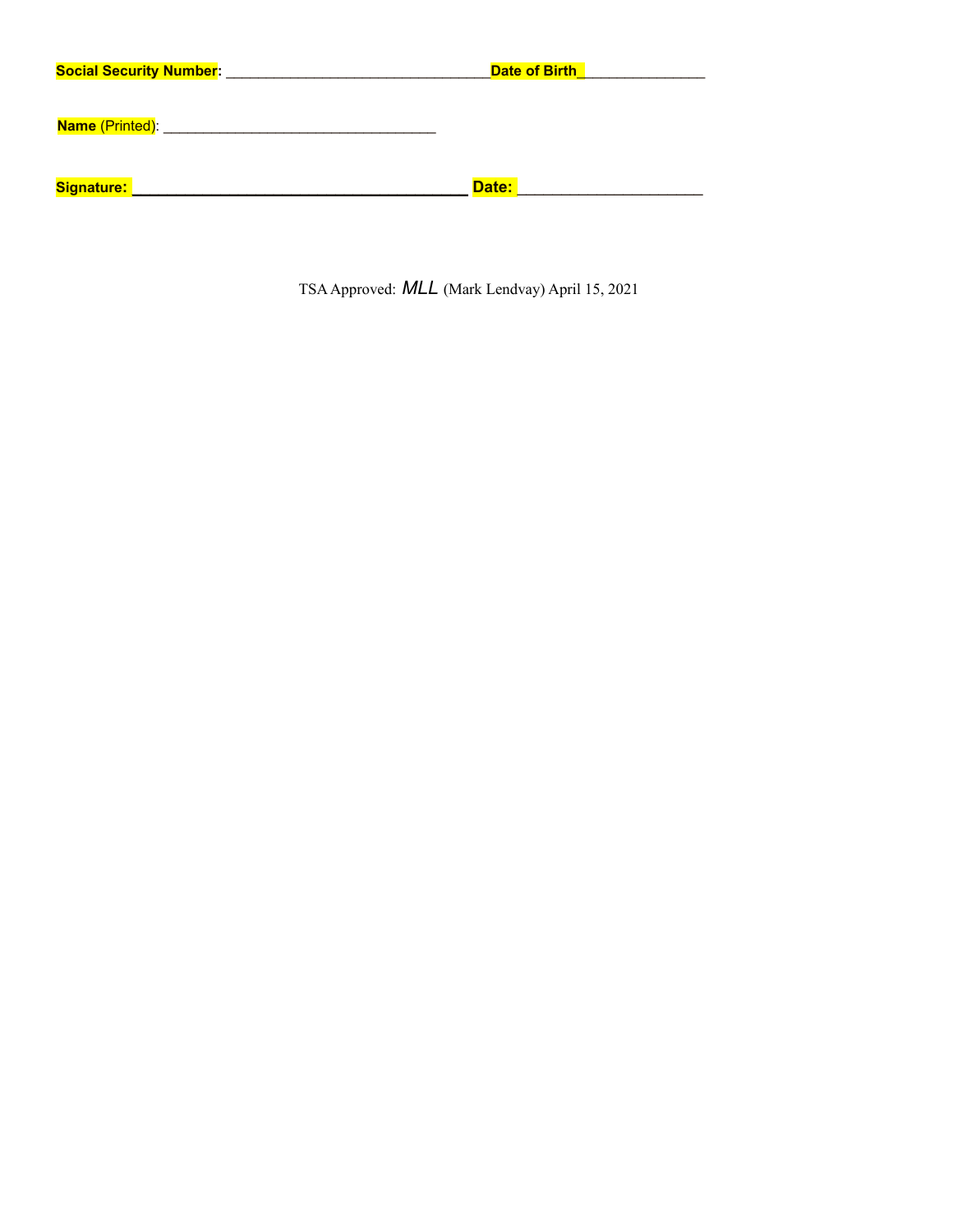**Social Security Number:** ________________________________**Date of Birth**_______________

**Name** (Printed): _________________________________

**Signature:** _____________________________________ **Date:** ______________________

TSA Approved: *MLL* (Mark Lendvay) April 15, 2021